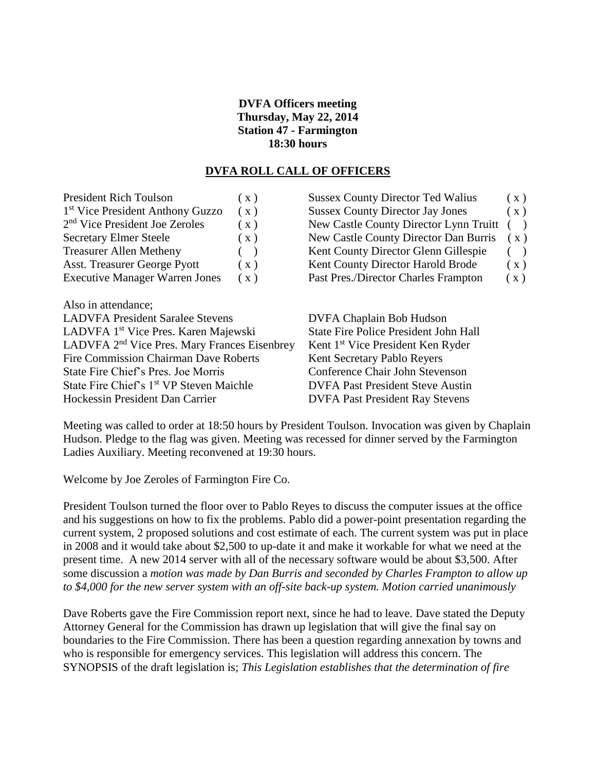**DVFA Officers meeting**
**Thursday, May 22, 2014**
**Station 47 - Farmington**
**18:30 hours**

## DVFA ROLL CALL OF OFFICERS

| | | | |
|---|---|---|---|
| President Rich Toulson | ( x ) | Sussex County Director Ted Walius | ( x ) |
| 1st Vice President Anthony Guzzo | ( x ) | Sussex County Director Jay Jones | ( x ) |
| 2nd Vice President Joe Zeroles | ( x ) | New Castle County Director Lynn Truitt | ( ) |
| Secretary Elmer Steele | ( x ) | New Castle County Director Dan Burris | ( x ) |
| Treasurer Allen Metheny | ( ) | Kent County Director Glenn Gillespie | ( ) |
| Asst. Treasurer George Pyott | ( x ) | Kent County Director Harold Brode | ( x ) |
| Executive Manager Warren Jones | ( x ) | Past Pres./Director Charles Frampton | ( x ) |

Also in attendance;

| | |
|---|---|
| LADVFA President Saralee Stevens | DVFA Chaplain Bob Hudson |
| LADVFA 1st Vice Pres. Karen Majewski | State Fire Police President John Hall |
| LADVFA 2nd Vice Pres. Mary Frances Eisenbrey | Kent 1st Vice President Ken Ryder |
| Fire Commission Chairman Dave Roberts | Kent Secretary Pablo Reyers |
| State Fire Chief's Pres. Joe Morris | Conference Chair John Stevenson |
| State Fire Chief's 1st VP Steven Maichle | DVFA Past President Steve Austin |
| Hockessin President Dan Carrier | DVFA Past President Ray Stevens |

Meeting was called to order at 18:50 hours by President Toulson. Invocation was given by Chaplain Hudson. Pledge to the flag was given. Meeting was recessed for dinner served by the Farmington Ladies Auxiliary. Meeting reconvened at 19:30 hours.

Welcome by Joe Zeroles of Farmington Fire Co.

President Toulson turned the floor over to Pablo Reyes to discuss the computer issues at the office and his suggestions on how to fix the problems. Pablo did a power-point presentation regarding the current system, 2 proposed solutions and cost estimate of each. The current system was put in place in 2008 and it would take about $2,500 to up-date it and make it workable for what we need at the present time. A new 2014 server with all of the necessary software would be about $3,500. After some discussion a *motion was made by Dan Burris and seconded by Charles Frampton to allow up to $4,000 for the new server system with an off-site back-up system. Motion carried unanimously*

Dave Roberts gave the Fire Commission report next, since he had to leave. Dave stated the Deputy Attorney General for the Commission has drawn up legislation that will give the final say on boundaries to the Fire Commission. There has been a question regarding annexation by towns and who is responsible for emergency services. This legislation will address this concern. The SYNOPSIS of the draft legislation is; *This Legislation establishes that the determination of fire*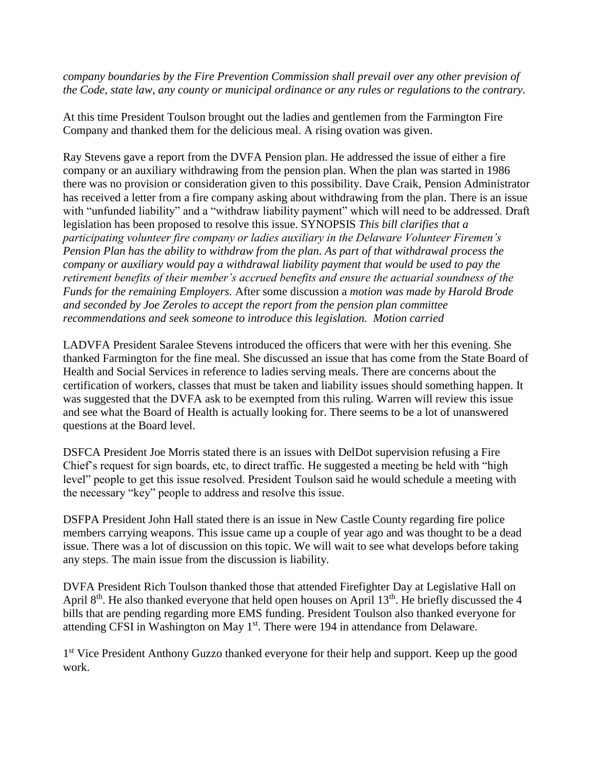*company boundaries by the Fire Prevention Commission shall prevail over any other prevision of the Code, state law, any county or municipal ordinance or any rules or regulations to the contrary.*

At this time President Toulson brought out the ladies and gentlemen from the Farmington Fire Company and thanked them for the delicious meal. A rising ovation was given.

Ray Stevens gave a report from the DVFA Pension plan. He addressed the issue of either a fire company or an auxiliary withdrawing from the pension plan. When the plan was started in 1986 there was no provision or consideration given to this possibility. Dave Craik, Pension Administrator has received a letter from a fire company asking about withdrawing from the plan. There is an issue with "unfunded liability" and a "withdraw liability payment" which will need to be addressed. Draft legislation has been proposed to resolve this issue. SYNOPSIS *This bill clarifies that a participating volunteer fire company or ladies auxiliary in the Delaware Volunteer Firemen's Pension Plan has the ability to withdraw from the plan. As part of that withdrawal process the company or auxiliary would pay a withdrawal liability payment that would be used to pay the retirement benefits of their member's accrued benefits and ensure the actuarial soundness of the Funds for the remaining Employers.* After some discussion a *motion was made by Harold Brode and seconded by Joe Zeroles to accept the report from the pension plan committee recommendations and seek someone to introduce this legislation. Motion carried*

LADVFA President Saralee Stevens introduced the officers that were with her this evening. She thanked Farmington for the fine meal. She discussed an issue that has come from the State Board of Health and Social Services in reference to ladies serving meals. There are concerns about the certification of workers, classes that must be taken and liability issues should something happen. It was suggested that the DVFA ask to be exempted from this ruling. Warren will review this issue and see what the Board of Health is actually looking for. There seems to be a lot of unanswered questions at the Board level.

DSFCA President Joe Morris stated there is an issues with DelDot supervision refusing a Fire Chief's request for sign boards, etc, to direct traffic. He suggested a meeting be held with "high level" people to get this issue resolved. President Toulson said he would schedule a meeting with the necessary "key" people to address and resolve this issue.

DSFPA President John Hall stated there is an issue in New Castle County regarding fire police members carrying weapons. This issue came up a couple of year ago and was thought to be a dead issue. There was a lot of discussion on this topic. We will wait to see what develops before taking any steps. The main issue from the discussion is liability.

DVFA President Rich Toulson thanked those that attended Firefighter Day at Legislative Hall on April 8th. He also thanked everyone that held open houses on April 13th. He briefly discussed the 4 bills that are pending regarding more EMS funding. President Toulson also thanked everyone for attending CFSI in Washington on May 1st. There were 194 in attendance from Delaware.

1st Vice President Anthony Guzzo thanked everyone for their help and support. Keep up the good work.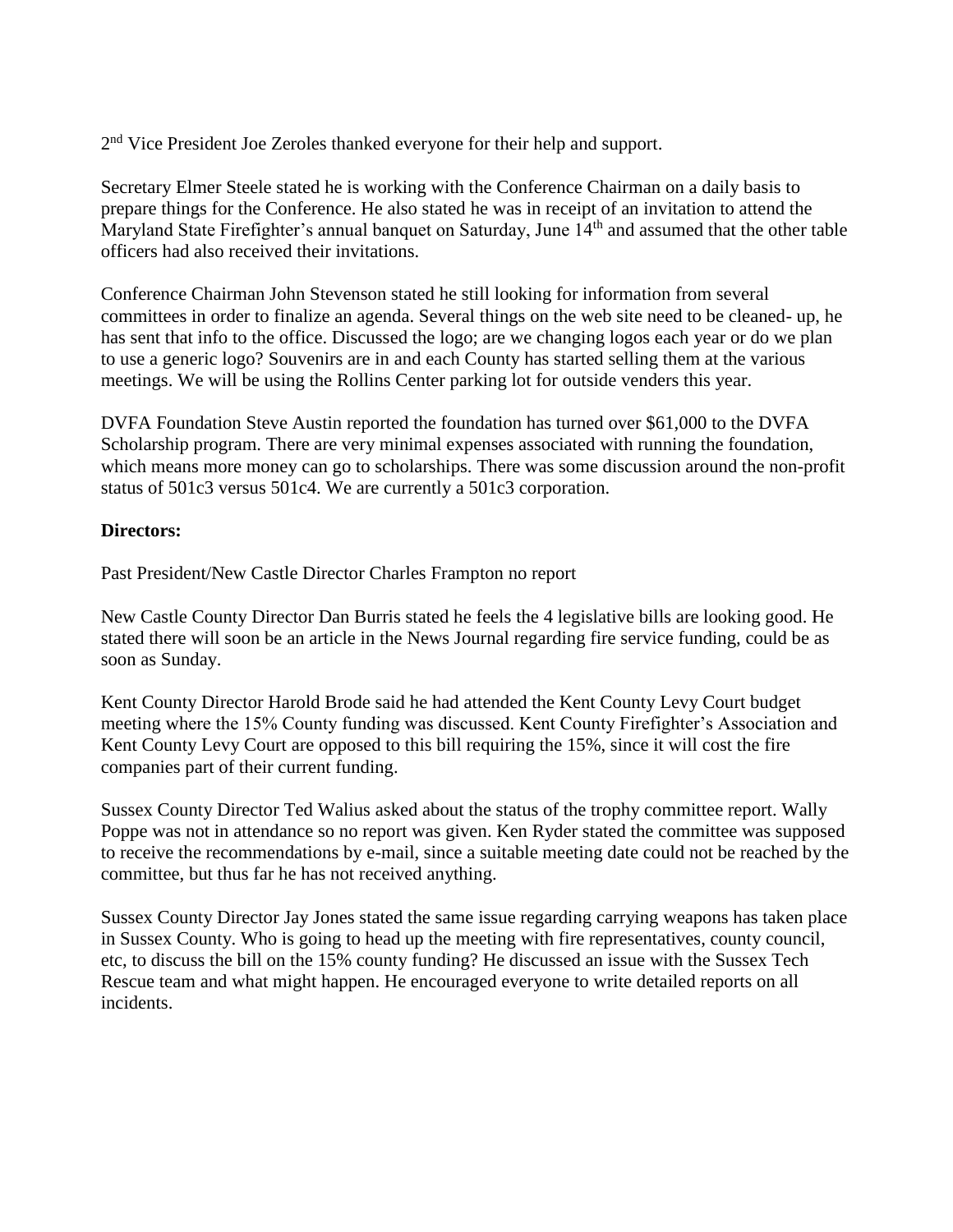2nd Vice President Joe Zeroles thanked everyone for their help and support.

Secretary Elmer Steele stated he is working with the Conference Chairman on a daily basis to prepare things for the Conference. He also stated he was in receipt of an invitation to attend the Maryland State Firefighter's annual banquet on Saturday, June 14th and assumed that the other table officers had also received their invitations.

Conference Chairman John Stevenson stated he still looking for information from several committees in order to finalize an agenda. Several things on the web site need to be cleaned- up, he has sent that info to the office. Discussed the logo; are we changing logos each year or do we plan to use a generic logo? Souvenirs are in and each County has started selling them at the various meetings. We will be using the Rollins Center parking lot for outside venders this year.

DVFA Foundation Steve Austin reported the foundation has turned over $61,000 to the DVFA Scholarship program. There are very minimal expenses associated with running the foundation, which means more money can go to scholarships. There was some discussion around the non-profit status of 501c3 versus 501c4. We are currently a 501c3 corporation.

**Directors:**

Past President/New Castle Director Charles Frampton no report

New Castle County Director Dan Burris stated he feels the 4 legislative bills are looking good. He stated there will soon be an article in the News Journal regarding fire service funding, could be as soon as Sunday.

Kent County Director Harold Brode said he had attended the Kent County Levy Court budget meeting where the 15% County funding was discussed. Kent County Firefighter's Association and Kent County Levy Court are opposed to this bill requiring the 15%, since it will cost the fire companies part of their current funding.

Sussex County Director Ted Walius asked about the status of the trophy committee report. Wally Poppe was not in attendance so no report was given. Ken Ryder stated the committee was supposed to receive the recommendations by e-mail, since a suitable meeting date could not be reached by the committee, but thus far he has not received anything.

Sussex County Director Jay Jones stated the same issue regarding carrying weapons has taken place in Sussex County. Who is going to head up the meeting with fire representatives, county council, etc, to discuss the bill on the 15% county funding? He discussed an issue with the Sussex Tech Rescue team and what might happen. He encouraged everyone to write detailed reports on all incidents.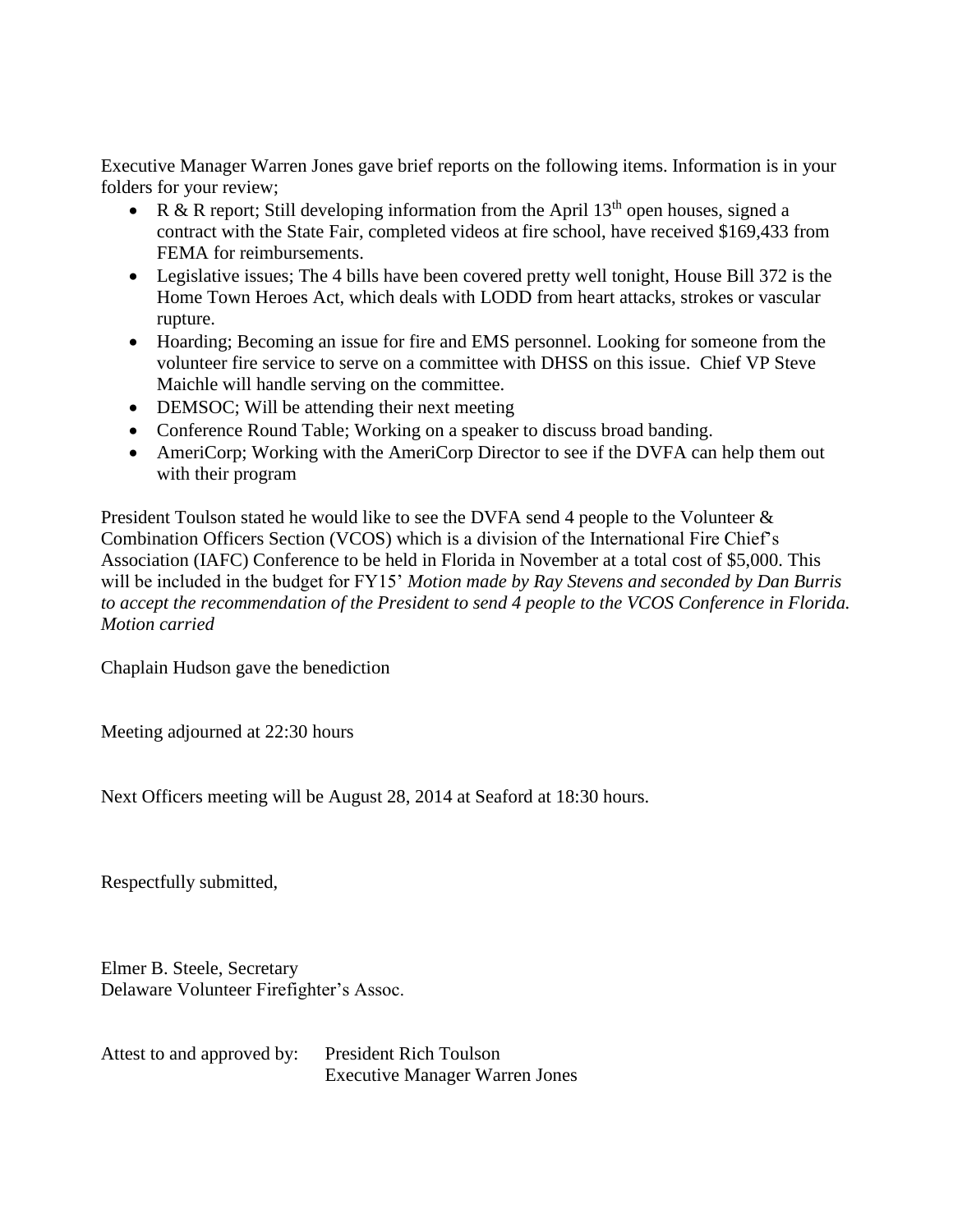Executive Manager Warren Jones gave brief reports on the following items. Information is in your folders for your review;

- R & R report; Still developing information from the April 13th open houses, signed a contract with the State Fair, completed videos at fire school, have received $169,433 from FEMA for reimbursements.
- Legislative issues; The 4 bills have been covered pretty well tonight, House Bill 372 is the Home Town Heroes Act, which deals with LODD from heart attacks, strokes or vascular rupture.
- Hoarding; Becoming an issue for fire and EMS personnel. Looking for someone from the volunteer fire service to serve on a committee with DHSS on this issue. Chief VP Steve Maichle will handle serving on the committee.
- DEMSOC; Will be attending their next meeting
- Conference Round Table; Working on a speaker to discuss broad banding.
- AmeriCorp; Working with the AmeriCorp Director to see if the DVFA can help them out with their program

President Toulson stated he would like to see the DVFA send 4 people to the Volunteer & Combination Officers Section (VCOS) which is a division of the International Fire Chief's Association (IAFC) Conference to be held in Florida in November at a total cost of $5,000. This will be included in the budget for FY15' *Motion made by Ray Stevens and seconded by Dan Burris to accept the recommendation of the President to send 4 people to the VCOS Conference in Florida. Motion carried*

Chaplain Hudson gave the benediction

Meeting adjourned at 22:30 hours

Next Officers meeting will be August 28, 2014 at Seaford at 18:30 hours.

Respectfully submitted,

Elmer B. Steele, Secretary
Delaware Volunteer Firefighter's Assoc.

Attest to and approved by: President Rich Toulson
Executive Manager Warren Jones